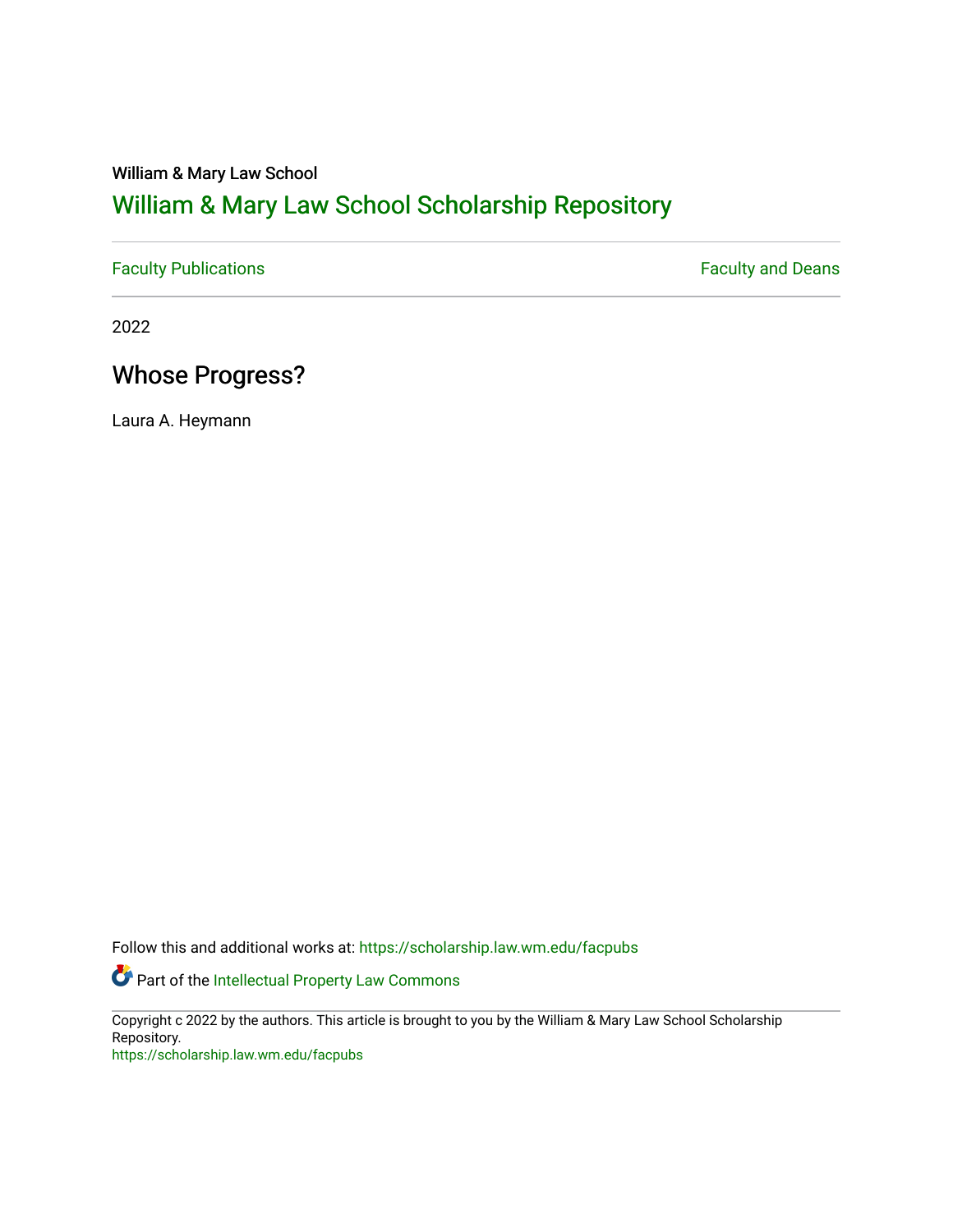William & Mary Law School

# William & Mary Law School Scholarship Repository

Faculty Publications | Faculty and Deans

2022

## Whose Progress?

Laura A. Heymann

Follow this and additional works at: https://scholarship.law.wm.edu/facpubs

Part of the Intellectual Property Law Commons

Copyright c 2022 by the authors. This article is brought to you by the William & Mary Law School Scholarship Repository.
https://scholarship.law.wm.edu/facpubs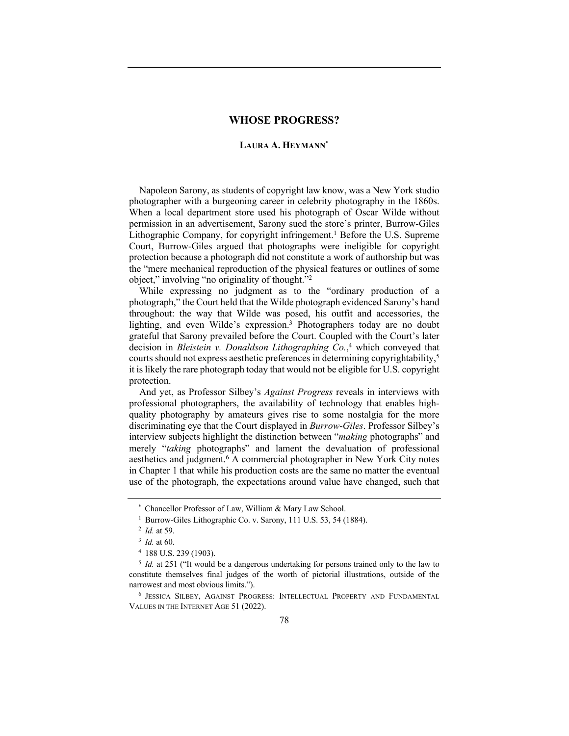# WHOSE PROGRESS?

**LAURA A. HEYMANN***

Napoleon Sarony, as students of copyright law know, was a New York studio photographer with a burgeoning career in celebrity photography in the 1860s. When a local department store used his photograph of Oscar Wilde without permission in an advertisement, Sarony sued the store's printer, Burrow-Giles Lithographic Company, for copyright infringement.[1] Before the U.S. Supreme Court, Burrow-Giles argued that photographs were ineligible for copyright protection because a photograph did not constitute a work of authorship but was the "mere mechanical reproduction of the physical features or outlines of some object," involving "no originality of thought."[2]

While expressing no judgment as to the "ordinary production of a photograph," the Court held that the Wilde photograph evidenced Sarony's hand throughout: the way that Wilde was posed, his outfit and accessories, the lighting, and even Wilde's expression.[3] Photographers today are no doubt grateful that Sarony prevailed before the Court. Coupled with the Court's later decision in *Bleistein v. Donaldson Lithographing Co.*,[4] which conveyed that courts should not express aesthetic preferences in determining copyrightability,[5] it is likely the rare photograph today that would not be eligible for U.S. copyright protection.

And yet, as Professor Silbey's *Against Progress* reveals in interviews with professional photographers, the availability of technology that enables high-quality photography by amateurs gives rise to some nostalgia for the more discriminating eye that the Court displayed in *Burrow-Giles*. Professor Silbey's interview subjects highlight the distinction between "*making* photographs" and merely "*taking* photographs" and lament the devaluation of professional aesthetics and judgment.[6] A commercial photographer in New York City notes in Chapter 1 that while his production costs are the same no matter the eventual use of the photograph, the expectations around value have changed, such that

---

\* Chancellor Professor of Law, William & Mary Law School.

[1] Burrow-Giles Lithographic Co. v. Sarony, 111 U.S. 53, 54 (1884).

[2] *Id.* at 59.

[3] *Id.* at 60.

[4] 188 U.S. 239 (1903).

[5] *Id.* at 251 ("It would be a dangerous undertaking for persons trained only to the law to constitute themselves final judges of the worth of pictorial illustrations, outside of the narrowest and most obvious limits.").

[6] JESSICA SILBEY, AGAINST PROGRESS: INTELLECTUAL PROPERTY AND FUNDAMENTAL VALUES IN THE INTERNET AGE 51 (2022).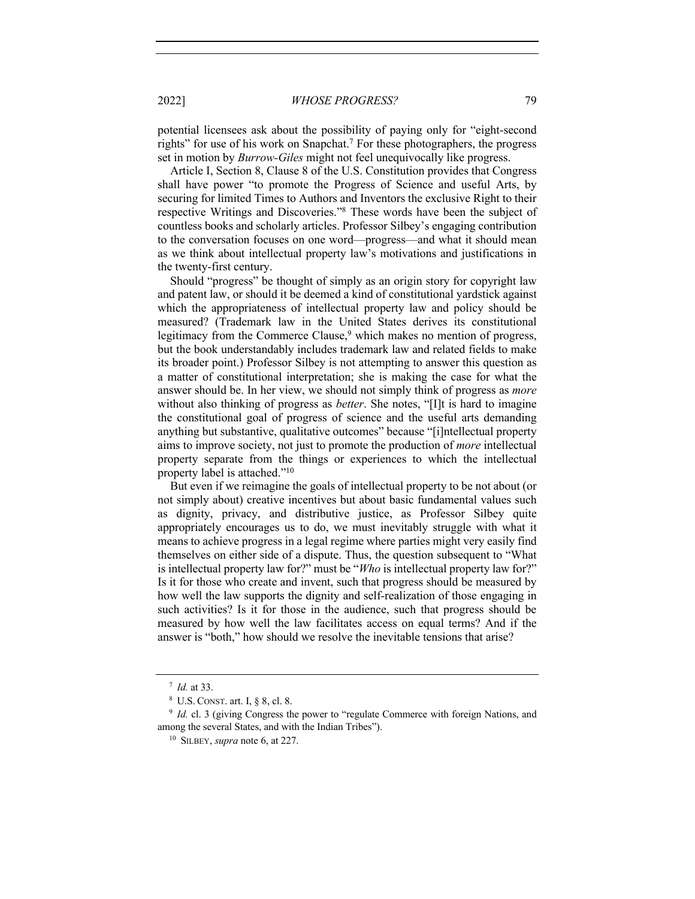potential licensees ask about the possibility of paying only for "eight-second rights" for use of his work on Snapchat.[7] For these photographers, the progress set in motion by *Burrow-Giles* might not feel unequivocally like progress.

Article I, Section 8, Clause 8 of the U.S. Constitution provides that Congress shall have power "to promote the Progress of Science and useful Arts, by securing for limited Times to Authors and Inventors the exclusive Right to their respective Writings and Discoveries."[8] These words have been the subject of countless books and scholarly articles. Professor Silbey's engaging contribution to the conversation focuses on one word—progress—and what it should mean as we think about intellectual property law's motivations and justifications in the twenty-first century.

Should "progress" be thought of simply as an origin story for copyright law and patent law, or should it be deemed a kind of constitutional yardstick against which the appropriateness of intellectual property law and policy should be measured? (Trademark law in the United States derives its constitutional legitimacy from the Commerce Clause,[9] which makes no mention of progress, but the book understandably includes trademark law and related fields to make its broader point.) Professor Silbey is not attempting to answer this question as a matter of constitutional interpretation; she is making the case for what the answer should be. In her view, we should not simply think of progress as *more* without also thinking of progress as *better*. She notes, "[I]t is hard to imagine the constitutional goal of progress of science and the useful arts demanding anything but substantive, qualitative outcomes" because "[i]ntellectual property aims to improve society, not just to promote the production of *more* intellectual property separate from the things or experiences to which the intellectual property label is attached."[10]

But even if we reimagine the goals of intellectual property to be not about (or not simply about) creative incentives but about basic fundamental values such as dignity, privacy, and distributive justice, as Professor Silbey quite appropriately encourages us to do, we must inevitably struggle with what it means to achieve progress in a legal regime where parties might very easily find themselves on either side of a dispute. Thus, the question subsequent to "What is intellectual property law for?" must be "*Who* is intellectual property law for?" Is it for those who create and invent, such that progress should be measured by how well the law supports the dignity and self-realization of those engaging in such activities? Is it for those in the audience, such that progress should be measured by how well the law facilitates access on equal terms? And if the answer is "both," how should we resolve the inevitable tensions that arise?

---

[7] *Id.* at 33.

[8] U.S. CONST. art. I, § 8, cl. 8.

[9] *Id.* cl. 3 (giving Congress the power to "regulate Commerce with foreign Nations, and among the several States, and with the Indian Tribes").

[10] SILBEY, *supra* note 6, at 227.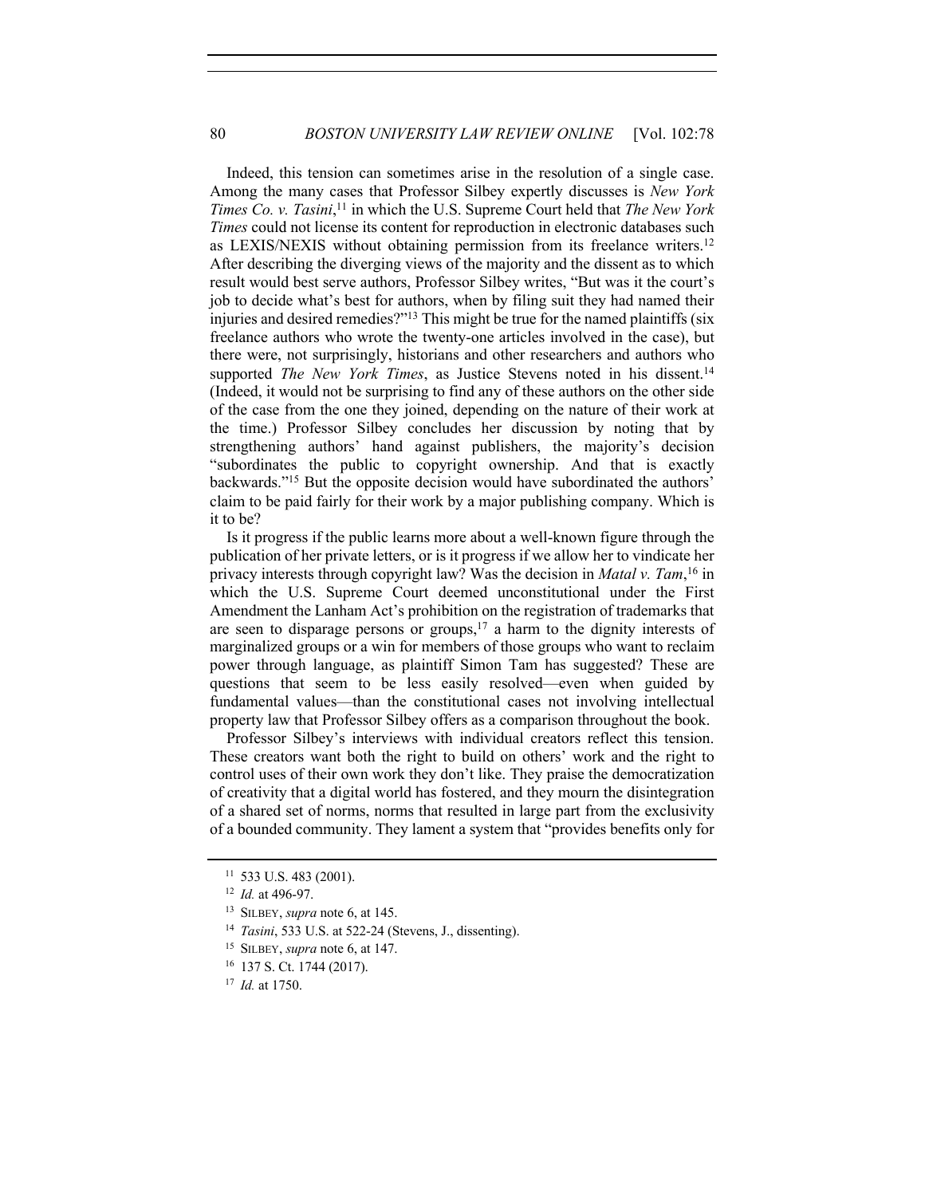Indeed, this tension can sometimes arise in the resolution of a single case. Among the many cases that Professor Silbey expertly discusses is *New York Times Co. v. Tasini*,[11] in which the U.S. Supreme Court held that *The New York Times* could not license its content for reproduction in electronic databases such as LEXIS/NEXIS without obtaining permission from its freelance writers.[12] After describing the diverging views of the majority and the dissent as to which result would best serve authors, Professor Silbey writes, "But was it the court's job to decide what's best for authors, when by filing suit they had named their injuries and desired remedies?"[13] This might be true for the named plaintiffs (six freelance authors who wrote the twenty-one articles involved in the case), but there were, not surprisingly, historians and other researchers and authors who supported *The New York Times*, as Justice Stevens noted in his dissent.[14] (Indeed, it would not be surprising to find any of these authors on the other side of the case from the one they joined, depending on the nature of their work at the time.) Professor Silbey concludes her discussion by noting that by strengthening authors' hand against publishers, the majority's decision "subordinates the public to copyright ownership. And that is exactly backwards."[15] But the opposite decision would have subordinated the authors' claim to be paid fairly for their work by a major publishing company. Which is it to be?

Is it progress if the public learns more about a well-known figure through the publication of her private letters, or is it progress if we allow her to vindicate her privacy interests through copyright law? Was the decision in *Matal v. Tam*,[16] in which the U.S. Supreme Court deemed unconstitutional under the First Amendment the Lanham Act's prohibition on the registration of trademarks that are seen to disparage persons or groups,[17] a harm to the dignity interests of marginalized groups or a win for members of those groups who want to reclaim power through language, as plaintiff Simon Tam has suggested? These are questions that seem to be less easily resolved—even when guided by fundamental values—than the constitutional cases not involving intellectual property law that Professor Silbey offers as a comparison throughout the book.

Professor Silbey's interviews with individual creators reflect this tension. These creators want both the right to build on others' work and the right to control uses of their own work they don't like. They praise the democratization of creativity that a digital world has fostered, and they mourn the disintegration of a shared set of norms, norms that resulted in large part from the exclusivity of a bounded community. They lament a system that "provides benefits only for

---

[11] 533 U.S. 483 (2001).

[12] *Id.* at 496-97.

[13] SILBEY, *supra* note 6, at 145.

[14] *Tasini*, 533 U.S. at 522-24 (Stevens, J., dissenting).

[15] SILBEY, *supra* note 6, at 147.

[16] 137 S. Ct. 1744 (2017).

[17] *Id.* at 1750.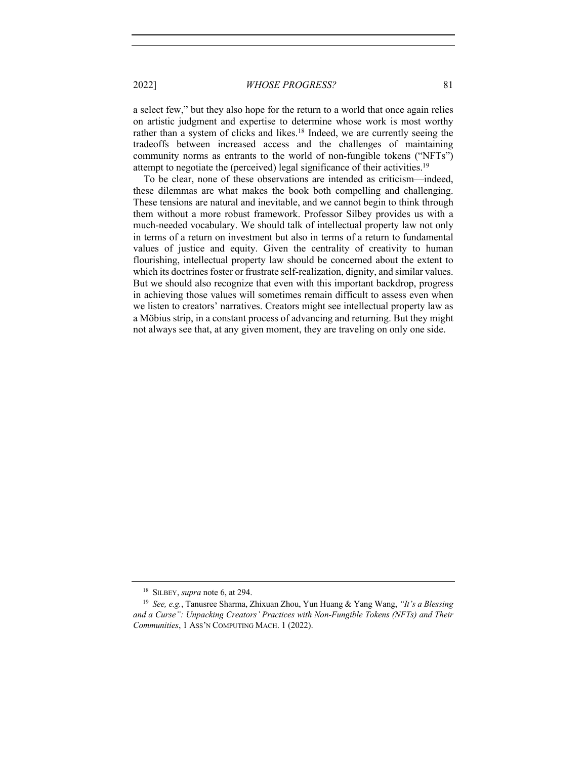a select few," but they also hope for the return to a world that once again relies on artistic judgment and expertise to determine whose work is most worthy rather than a system of clicks and likes.[18] Indeed, we are currently seeing the tradeoffs between increased access and the challenges of maintaining community norms as entrants to the world of non-fungible tokens ("NFTs") attempt to negotiate the (perceived) legal significance of their activities.[19]

To be clear, none of these observations are intended as criticism—indeed, these dilemmas are what makes the book both compelling and challenging. These tensions are natural and inevitable, and we cannot begin to think through them without a more robust framework. Professor Silbey provides us with a much-needed vocabulary. We should talk of intellectual property law not only in terms of a return on investment but also in terms of a return to fundamental values of justice and equity. Given the centrality of creativity to human flourishing, intellectual property law should be concerned about the extent to which its doctrines foster or frustrate self-realization, dignity, and similar values. But we should also recognize that even with this important backdrop, progress in achieving those values will sometimes remain difficult to assess even when we listen to creators' narratives. Creators might see intellectual property law as a Möbius strip, in a constant process of advancing and returning. But they might not always see that, at any given moment, they are traveling on only one side.

---

[18] SILBEY, *supra* note 6, at 294.

[19] *See, e.g.*, Tanusree Sharma, Zhixuan Zhou, Yun Huang & Yang Wang, *"It's a Blessing and a Curse": Unpacking Creators' Practices with Non-Fungible Tokens (NFTs) and Their Communities*, 1 ASS'N COMPUTING MACH. 1 (2022).